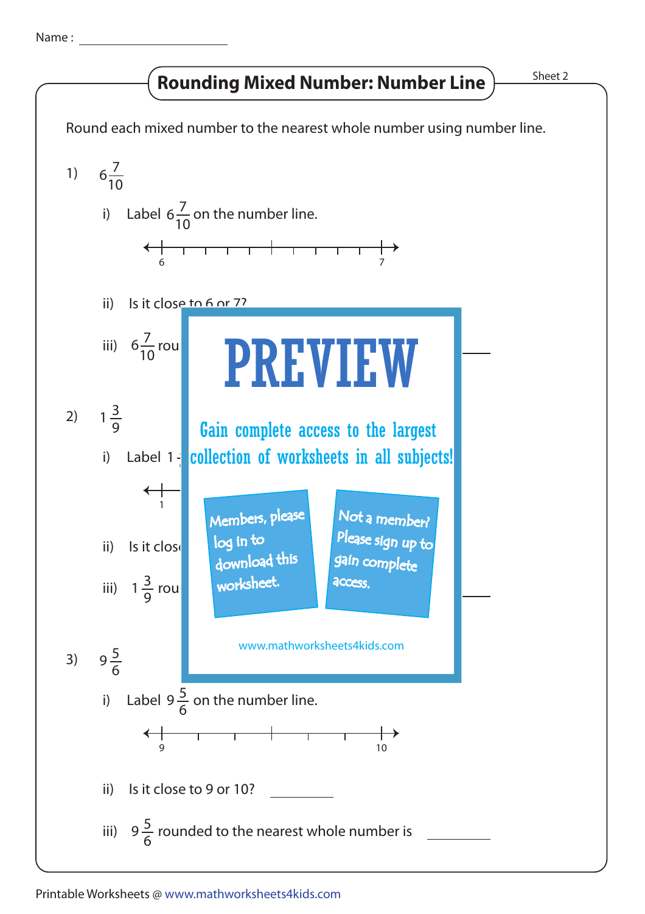Name : ____________________

# Rounding Mixed Number: Number Line

Sheet 2

Round each mixed number to the nearest whole number using number line.

1) $6\frac{7}{10}$

i) Label $6\frac{7}{10}$ on the number line.

6 ——————————————— 7

ii) Is it close to 6 or 7?

iii) $6\frac{7}{10}$ rou ____________

2) $1\frac{3}{9}$

i) Label 1

1

ii) Is it clos

iii) $1\frac{3}{9}$ rou ____________

PREVIEW

Gain complete access to the largest collection of worksheets in all subjects!

Members, please log in to download this worksheet.

Not a member? Please sign up to gain complete access.

www.mathworksheets4kids.com

3) $9\frac{5}{6}$

i) Label $9\frac{5}{6}$ on the number line.

9 ——————————————— 10

ii) Is it close to 9 or 10? ____________

iii) $9\frac{5}{6}$ rounded to the nearest whole number is ____________

Printable Worksheets @ www.mathworksheets4kids.com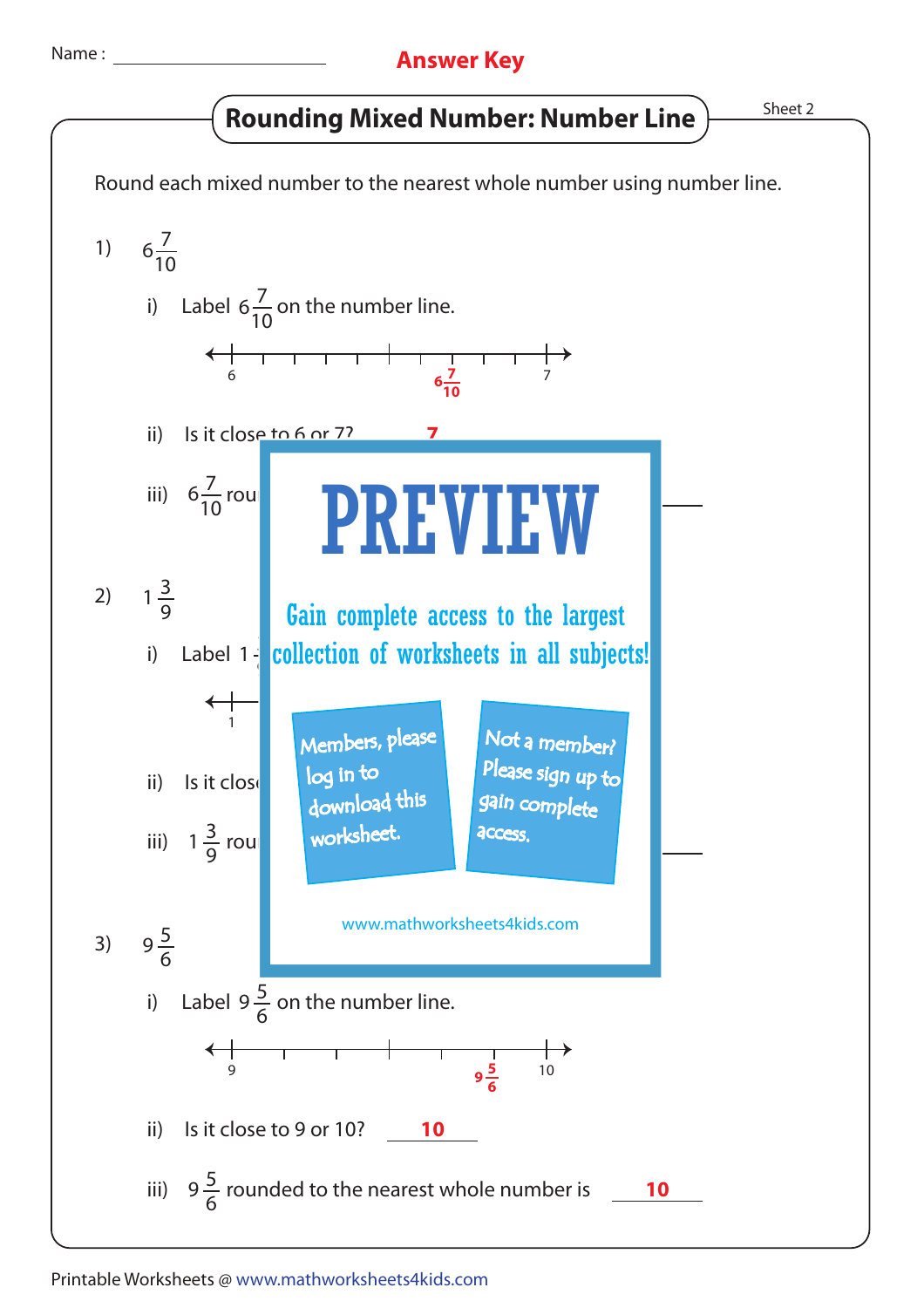Name : ____________________ **Answer Key**

# Rounding Mixed Number: Number Line

Sheet 2

Round each mixed number to the nearest whole number using number line.

1) $6\frac{7}{10}$

i) Label $6\frac{7}{10}$ on the number line.

6 $6\frac{7}{10}$ 7

ii) Is it close to 6 or 7? **7**

iii) $6\frac{7}{10}$ rou

2) $1\frac{3}{9}$

i) Label 1

1

ii) Is it clos

iii) $1\frac{3}{9}$ rou

PREVIEW

Gain complete access to the largest collection of worksheets in all subjects!

Members, please log in to download this worksheet.

Not a member? Please sign up to gain complete access.

www.mathworksheets4kids.com

3) $9\frac{5}{6}$

i) Label $9\frac{5}{6}$ on the number line.

9 $9\frac{5}{6}$ 10

ii) Is it close to 9 or 10? **10**

iii) $9\frac{5}{6}$ rounded to the nearest whole number is **10**

Printable Worksheets @ www.mathworksheets4kids.com